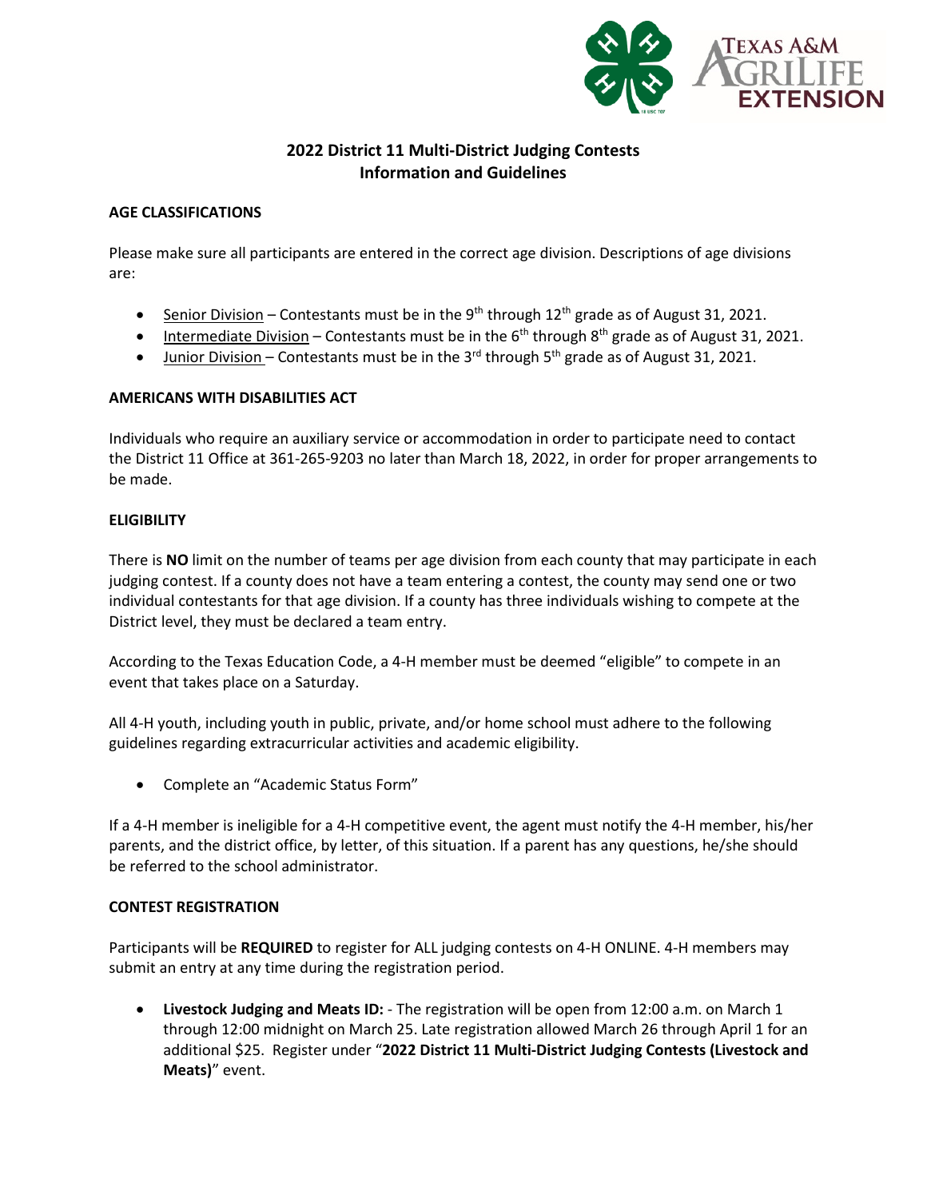# 2022 District 11 Multi-District Judging Contests
# Information and Guidelines

## AGE CLASSIFICATIONS

Please make sure all participants are entered in the correct age division. Descriptions of age divisions are:

- Senior Division – Contestants must be in the 9th through 12th grade as of August 31, 2021.
- Intermediate Division – Contestants must be in the 6th through 8th grade as of August 31, 2021.
- Junior Division – Contestants must be in the 3rd through 5th grade as of August 31, 2021.

## AMERICANS WITH DISABILITIES ACT

Individuals who require an auxiliary service or accommodation in order to participate need to contact the District 11 Office at 361-265-9203 no later than March 18, 2022, in order for proper arrangements to be made.

## ELIGIBILITY

There is **NO** limit on the number of teams per age division from each county that may participate in each judging contest. If a county does not have a team entering a contest, the county may send one or two individual contestants for that age division. If a county has three individuals wishing to compete at the District level, they must be declared a team entry.

According to the Texas Education Code, a 4-H member must be deemed "eligible" to compete in an event that takes place on a Saturday.

All 4-H youth, including youth in public, private, and/or home school must adhere to the following guidelines regarding extracurricular activities and academic eligibility.

- Complete an "Academic Status Form"

If a 4-H member is ineligible for a 4-H competitive event, the agent must notify the 4-H member, his/her parents, and the district office, by letter, of this situation. If a parent has any questions, he/she should be referred to the school administrator.

## CONTEST REGISTRATION

Participants will be **REQUIRED** to register for ALL judging contests on 4-H ONLINE. 4-H members may submit an entry at any time during the registration period.

- **Livestock Judging and Meats ID:** - The registration will be open from 12:00 a.m. on March 1 through 12:00 midnight on March 25. Late registration allowed March 26 through April 1 for an additional $25. Register under "**2022 District 11 Multi-District Judging Contests (Livestock and Meats)**" event.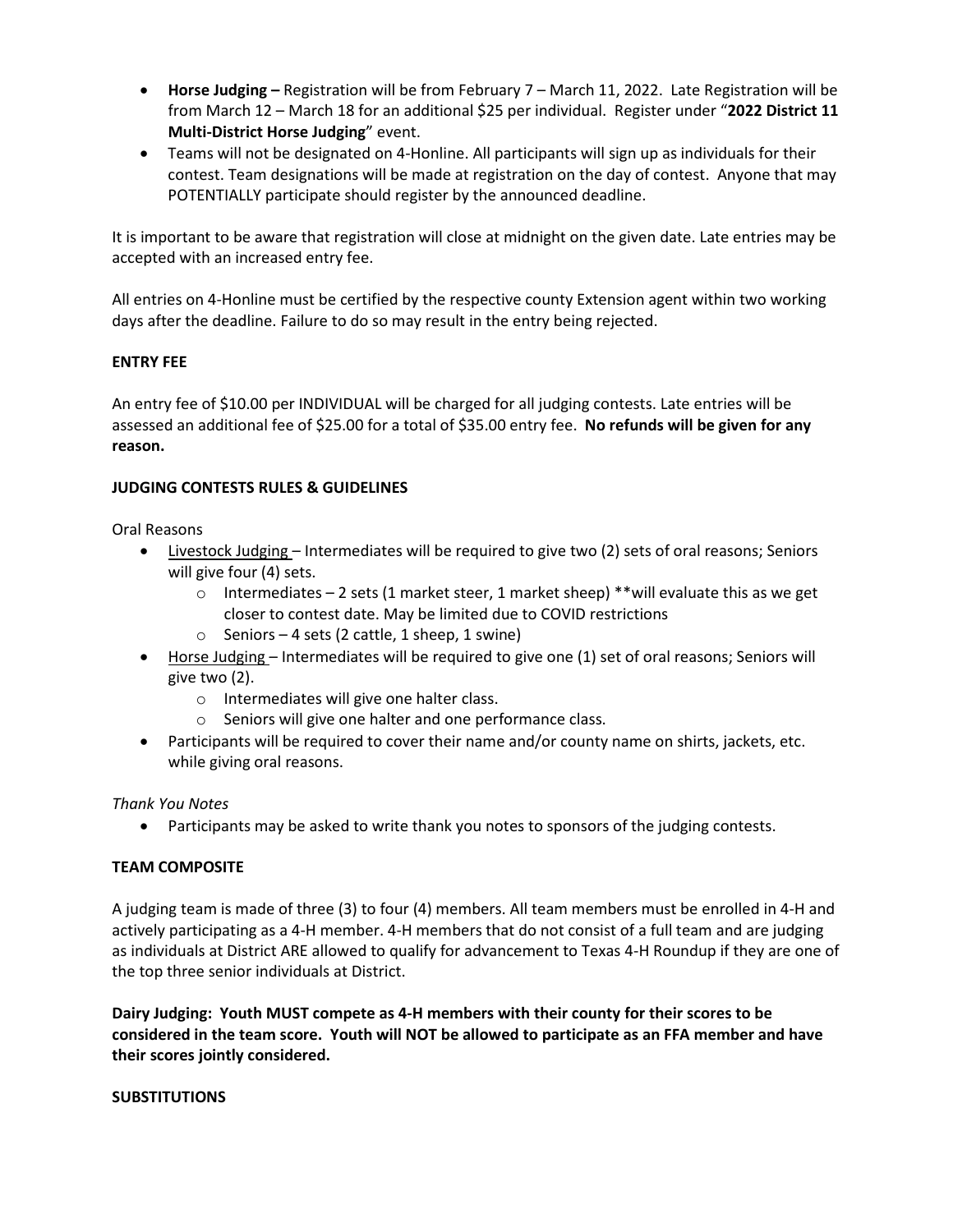- **Horse Judging –** Registration will be from February 7 – March 11, 2022. Late Registration will be from March 12 – March 18 for an additional $25 per individual. Register under "**2022 District 11 Multi-District Horse Judging**" event.
- Teams will not be designated on 4-Honline. All participants will sign up as individuals for their contest. Team designations will be made at registration on the day of contest. Anyone that may POTENTIALLY participate should register by the announced deadline.

It is important to be aware that registration will close at midnight on the given date. Late entries may be accepted with an increased entry fee.

All entries on 4-Honline must be certified by the respective county Extension agent within two working days after the deadline. Failure to do so may result in the entry being rejected.

**ENTRY FEE**

An entry fee of $10.00 per INDIVIDUAL will be charged for all judging contests. Late entries will be assessed an additional fee of $25.00 for a total of $35.00 entry fee. **No refunds will be given for any reason.**

**JUDGING CONTESTS RULES & GUIDELINES**

Oral Reasons

- Livestock Judging – Intermediates will be required to give two (2) sets of oral reasons; Seniors will give four (4) sets.
  - Intermediates – 2 sets (1 market steer, 1 market sheep) **will evaluate this as we get closer to contest date. May be limited due to COVID restrictions
  - Seniors – 4 sets (2 cattle, 1 sheep, 1 swine)
- Horse Judging – Intermediates will be required to give one (1) set of oral reasons; Seniors will give two (2).
  - Intermediates will give one halter class.
  - Seniors will give one halter and one performance class.
- Participants will be required to cover their name and/or county name on shirts, jackets, etc. while giving oral reasons.

*Thank You Notes*

- Participants may be asked to write thank you notes to sponsors of the judging contests.

**TEAM COMPOSITE**

A judging team is made of three (3) to four (4) members. All team members must be enrolled in 4-H and actively participating as a 4-H member. 4-H members that do not consist of a full team and are judging as individuals at District ARE allowed to qualify for advancement to Texas 4-H Roundup if they are one of the top three senior individuals at District.

**Dairy Judging: Youth MUST compete as 4-H members with their county for their scores to be considered in the team score. Youth will NOT be allowed to participate as an FFA member and have their scores jointly considered.**

**SUBSTITUTIONS**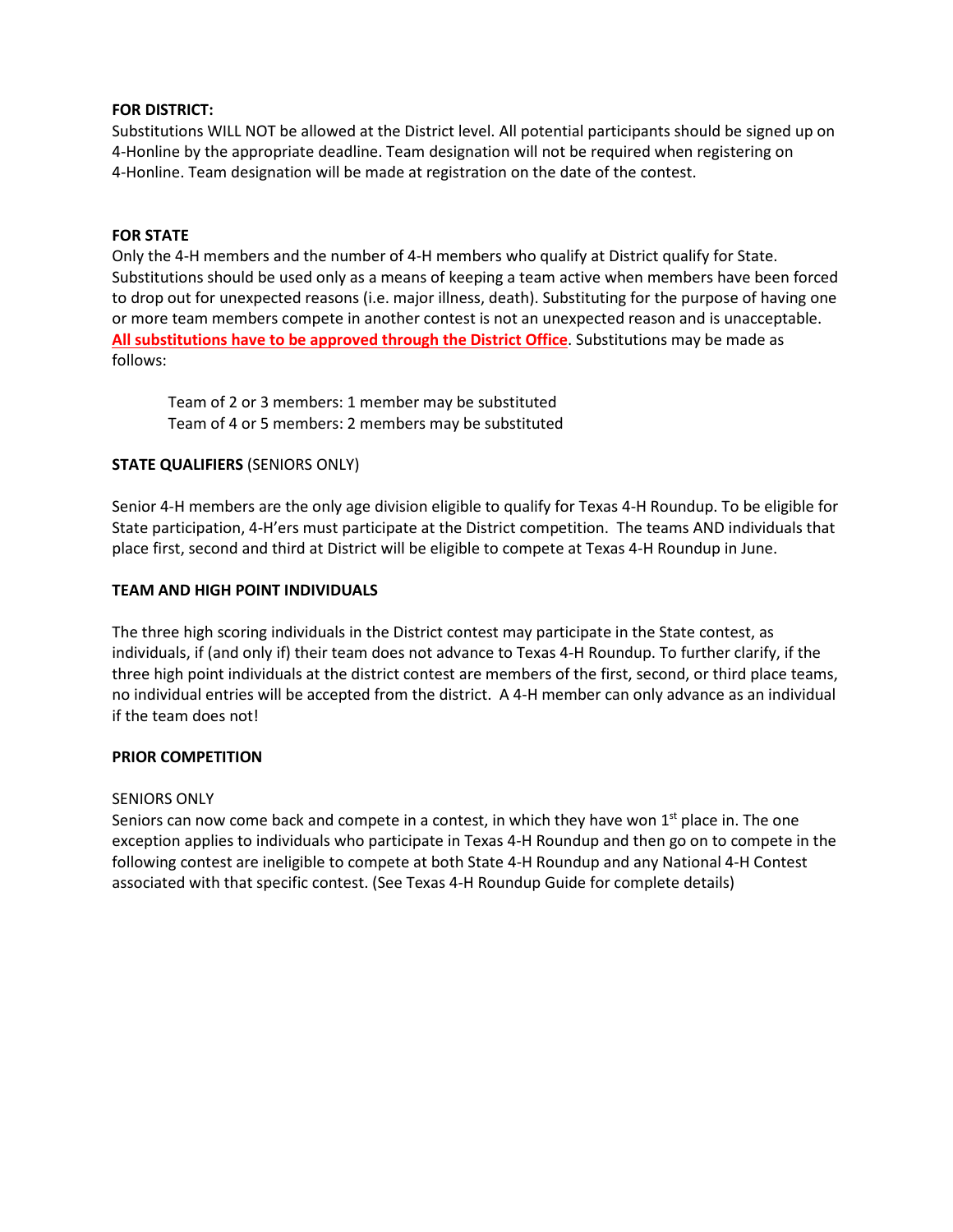**FOR DISTRICT:**
Substitutions WILL NOT be allowed at the District level. All potential participants should be signed up on 4-Honline by the appropriate deadline. Team designation will not be required when registering on 4-Honline. Team designation will be made at registration on the date of the contest.

**FOR STATE**
Only the 4-H members and the number of 4-H members who qualify at District qualify for State. Substitutions should be used only as a means of keeping a team active when members have been forced to drop out for unexpected reasons (i.e. major illness, death). Substituting for the purpose of having one or more team members compete in another contest is not an unexpected reason and is unacceptable. **All substitutions have to be approved through the District Office**. Substitutions may be made as follows:

Team of 2 or 3 members: 1 member may be substituted
Team of 4 or 5 members: 2 members may be substituted

**STATE QUALIFIERS** (SENIORS ONLY)

Senior 4-H members are the only age division eligible to qualify for Texas 4-H Roundup. To be eligible for State participation, 4-H'ers must participate at the District competition. The teams AND individuals that place first, second and third at District will be eligible to compete at Texas 4-H Roundup in June.

**TEAM AND HIGH POINT INDIVIDUALS**

The three high scoring individuals in the District contest may participate in the State contest, as individuals, if (and only if) their team does not advance to Texas 4-H Roundup. To further clarify, if the three high point individuals at the district contest are members of the first, second, or third place teams, no individual entries will be accepted from the district. A 4-H member can only advance as an individual if the team does not!

**PRIOR COMPETITION**

SENIORS ONLY
Seniors can now come back and compete in a contest, in which they have won 1st place in. The one exception applies to individuals who participate in Texas 4-H Roundup and then go on to compete in the following contest are ineligible to compete at both State 4-H Roundup and any National 4-H Contest associated with that specific contest. (See Texas 4-H Roundup Guide for complete details)